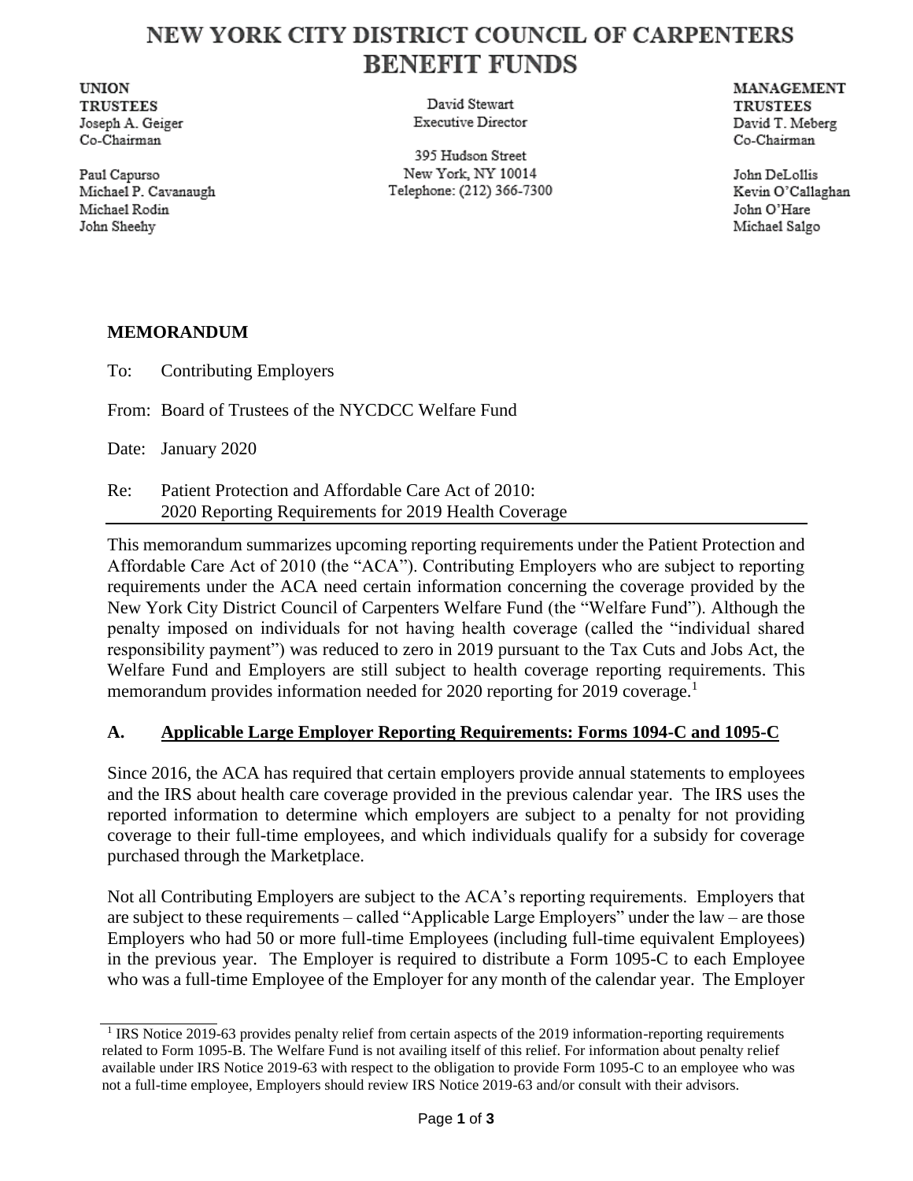# NEW YORK CITY DISTRICT COUNCIL OF CARPENTERS BENEFIT FUNDS

**UNION TRUSTEES**
Joseph A. Geiger
Co-Chairman

Paul Capurso
Michael P. Cavanaugh
Michael Rodin
John Sheehy

David Stewart
Executive Director

395 Hudson Street
New York, NY 10014
Telephone: (212) 366-7300

**MANAGEMENT TRUSTEES**
David T. Meberg
Co-Chairman

John DeLollis
Kevin O'Callaghan
John O'Hare
Michael Salgo

## MEMORANDUM

To: Contributing Employers

From: Board of Trustees of the NYCDCC Welfare Fund

Date: January 2020

Re: Patient Protection and Affordable Care Act of 2010: 2020 Reporting Requirements for 2019 Health Coverage

---

This memorandum summarizes upcoming reporting requirements under the Patient Protection and Affordable Care Act of 2010 (the "ACA"). Contributing Employers who are subject to reporting requirements under the ACA need certain information concerning the coverage provided by the New York City District Council of Carpenters Welfare Fund (the "Welfare Fund"). Although the penalty imposed on individuals for not having health coverage (called the "individual shared responsibility payment") was reduced to zero in 2019 pursuant to the Tax Cuts and Jobs Act, the Welfare Fund and Employers are still subject to health coverage reporting requirements. This memorandum provides information needed for 2020 reporting for 2019 coverage.[1]

### A. Applicable Large Employer Reporting Requirements: Forms 1094-C and 1095-C

Since 2016, the ACA has required that certain employers provide annual statements to employees and the IRS about health care coverage provided in the previous calendar year. The IRS uses the reported information to determine which employers are subject to a penalty for not providing coverage to their full-time employees, and which individuals qualify for a subsidy for coverage purchased through the Marketplace.

Not all Contributing Employers are subject to the ACA's reporting requirements. Employers that are subject to these requirements – called "Applicable Large Employers" under the law – are those Employers who had 50 or more full-time Employees (including full-time equivalent Employees) in the previous year. The Employer is required to distribute a Form 1095-C to each Employee who was a full-time Employee of the Employer for any month of the calendar year. The Employer

---

[1] IRS Notice 2019-63 provides penalty relief from certain aspects of the 2019 information-reporting requirements related to Form 1095-B. The Welfare Fund is not availing itself of this relief. For information about penalty relief available under IRS Notice 2019-63 with respect to the obligation to provide Form 1095-C to an employee who was not a full-time employee, Employers should review IRS Notice 2019-63 and/or consult with their advisors.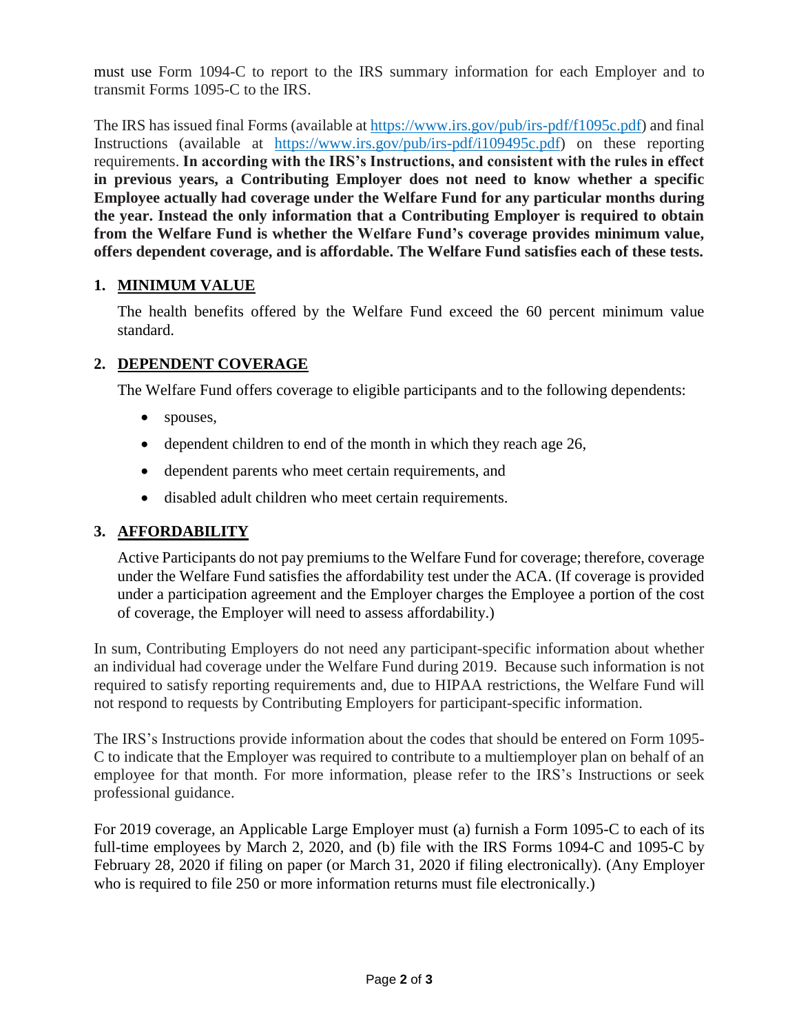must use Form 1094-C to report to the IRS summary information for each Employer and to transmit Forms 1095-C to the IRS.

The IRS has issued final Forms (available at https://www.irs.gov/pub/irs-pdf/f1095c.pdf) and final Instructions (available at https://www.irs.gov/pub/irs-pdf/i109495c.pdf) on these reporting requirements. **In according with the IRS's Instructions, and consistent with the rules in effect in previous years, a Contributing Employer does not need to know whether a specific Employee actually had coverage under the Welfare Fund for any particular months during the year. Instead the only information that a Contributing Employer is required to obtain from the Welfare Fund is whether the Welfare Fund's coverage provides minimum value, offers dependent coverage, and is affordable. The Welfare Fund satisfies each of these tests.**

## 1. MINIMUM VALUE

The health benefits offered by the Welfare Fund exceed the 60 percent minimum value standard.

## 2. DEPENDENT COVERAGE

The Welfare Fund offers coverage to eligible participants and to the following dependents:

- spouses,
- dependent children to end of the month in which they reach age 26,
- dependent parents who meet certain requirements, and
- disabled adult children who meet certain requirements.

## 3. AFFORDABILITY

Active Participants do not pay premiums to the Welfare Fund for coverage; therefore, coverage under the Welfare Fund satisfies the affordability test under the ACA. (If coverage is provided under a participation agreement and the Employer charges the Employee a portion of the cost of coverage, the Employer will need to assess affordability.)

In sum, Contributing Employers do not need any participant-specific information about whether an individual had coverage under the Welfare Fund during 2019. Because such information is not required to satisfy reporting requirements and, due to HIPAA restrictions, the Welfare Fund will not respond to requests by Contributing Employers for participant-specific information.

The IRS's Instructions provide information about the codes that should be entered on Form 1095-C to indicate that the Employer was required to contribute to a multiemployer plan on behalf of an employee for that month. For more information, please refer to the IRS's Instructions or seek professional guidance.

For 2019 coverage, an Applicable Large Employer must (a) furnish a Form 1095-C to each of its full-time employees by March 2, 2020, and (b) file with the IRS Forms 1094-C and 1095-C by February 28, 2020 if filing on paper (or March 31, 2020 if filing electronically). (Any Employer who is required to file 250 or more information returns must file electronically.)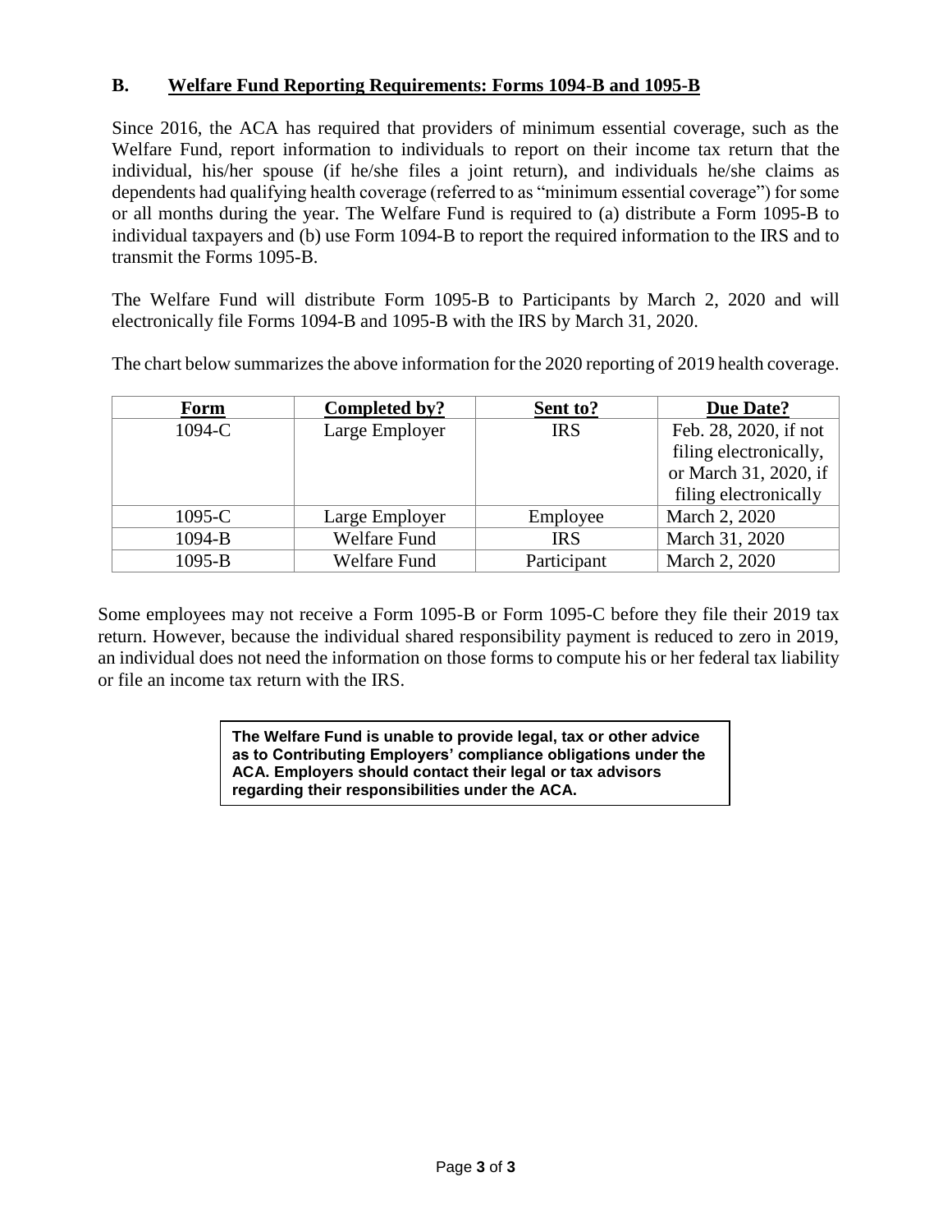### B. Welfare Fund Reporting Requirements: Forms 1094-B and 1095-B

Since 2016, the ACA has required that providers of minimum essential coverage, such as the Welfare Fund, report information to individuals to report on their income tax return that the individual, his/her spouse (if he/she files a joint return), and individuals he/she claims as dependents had qualifying health coverage (referred to as "minimum essential coverage") for some or all months during the year. The Welfare Fund is required to (a) distribute a Form 1095-B to individual taxpayers and (b) use Form 1094-B to report the required information to the IRS and to transmit the Forms 1095-B.

The Welfare Fund will distribute Form 1095-B to Participants by March 2, 2020 and will electronically file Forms 1094-B and 1095-B with the IRS by March 31, 2020.

The chart below summarizes the above information for the 2020 reporting of 2019 health coverage.

| Form | Completed by? | Sent to? | Due Date? |
|---|---|---|---|
| 1094-C | Large Employer | IRS | Feb. 28, 2020, if not filing electronically, or March 31, 2020, if filing electronically |
| 1095-C | Large Employer | Employee | March 2, 2020 |
| 1094-B | Welfare Fund | IRS | March 31, 2020 |
| 1095-B | Welfare Fund | Participant | March 2, 2020 |

Some employees may not receive a Form 1095-B or Form 1095-C before they file their 2019 tax return. However, because the individual shared responsibility payment is reduced to zero in 2019, an individual does not need the information on those forms to compute his or her federal tax liability or file an income tax return with the IRS.

**The Welfare Fund is unable to provide legal, tax or other advice as to Contributing Employers' compliance obligations under the ACA. Employers should contact their legal or tax advisors regarding their responsibilities under the ACA.**